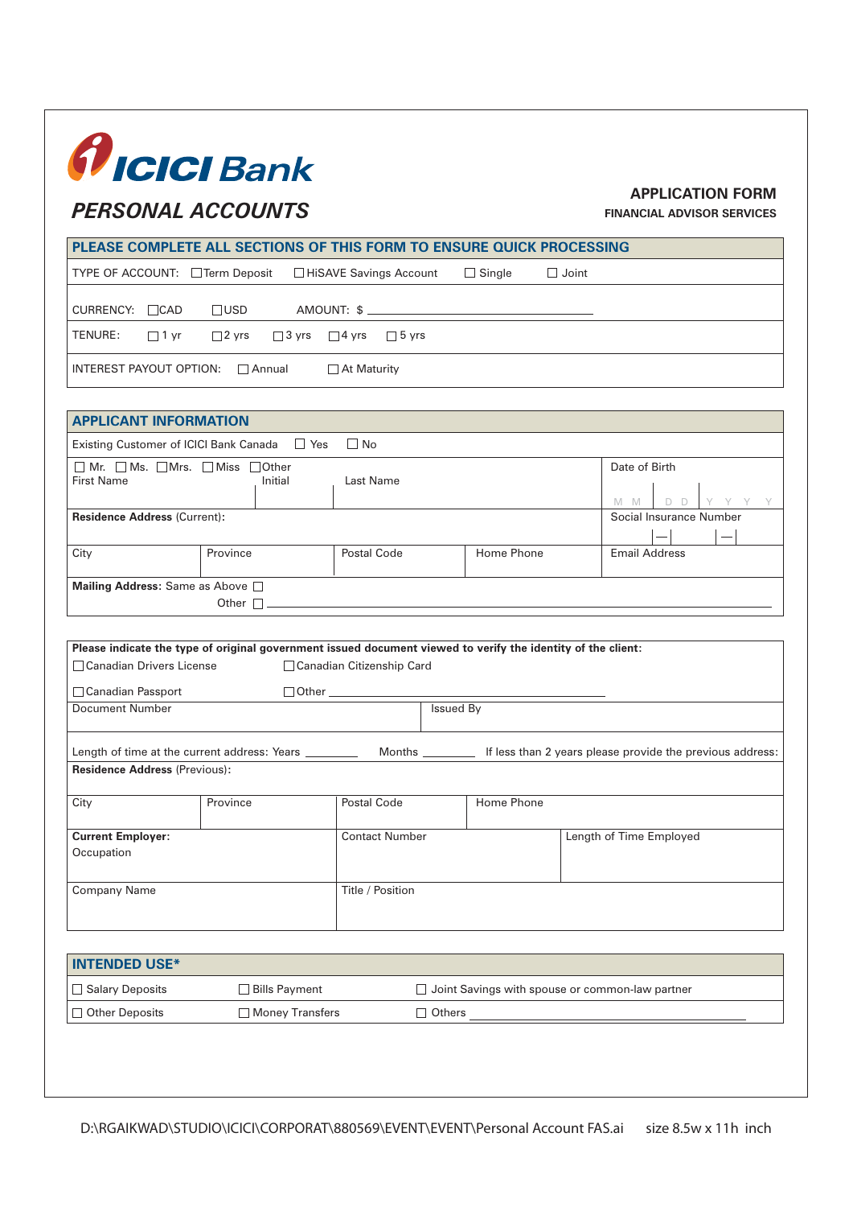# ICICI Bank

## PERSONAL ACCOUNTS

**APPLICATION FORM**

**FINANCIAL ADVISOR SERVICES**

## PLEASE COMPLETE ALL SECTIONS OF THIS FORM TO ENSURE QUICK PROCESSING

TYPE OF ACCOUNT: ☐ Term Deposit ☐ HiSAVE Savings Account ☐ Single ☐ Joint

CURRENCY: ☐ CAD ☐ USD AMOUNT: $ ______________________________

TENURE: ☐ 1 yr ☐ 2 yrs ☐ 3 yrs ☐ 4 yrs ☐ 5 yrs

INTEREST PAYOUT OPTION: ☐ Annual ☐ At Maturity

## APPLICANT INFORMATION

Existing Customer of ICICI Bank Canada ☐ Yes ☐ No

| ☐ Mr. ☐ Ms. ☐ Mrs. ☐ Miss ☐ Other<br>First Name | Initial | Last Name | | Date of Birth<br>M M \| D D \| Y Y Y Y |
|---|---|---|---|---|
| **Residence Address** (Current): | | | | Social Insurance Number<br>\_\_\_ — \_\_\_ — \_\_\_ |
| City | Province | Postal Code | Home Phone | Email Address |

**Mailing Address:** Same as Above ☐

Other ☐ ______________________________

**Please indicate the type of original government issued document viewed to verify the identity of the client:**

☐ Canadian Drivers License ☐ Canadian Citizenship Card

☐ Canadian Passport ☐ Other ______________________________

| Document Number | Issued By |
|---|---|
| | |

Length of time at the current address: Years ________ Months ________ If less than 2 years please provide the previous address:

**Residence Address** (Previous):

| City | Province | Postal Code | Home Phone |
|---|---|---|---|
| | | | |

| **Current Employer:**<br>Occupation | Contact Number | Length of Time Employed |
|---|---|---|
| Company Name | Title / Position | |

## INTENDED USE*

| | | |
|---|---|---|
| ☐ Salary Deposits | ☐ Bills Payment | ☐ Joint Savings with spouse or common-law partner |
| ☐ Other Deposits | ☐ Money Transfers | ☐ Others ______________________________ |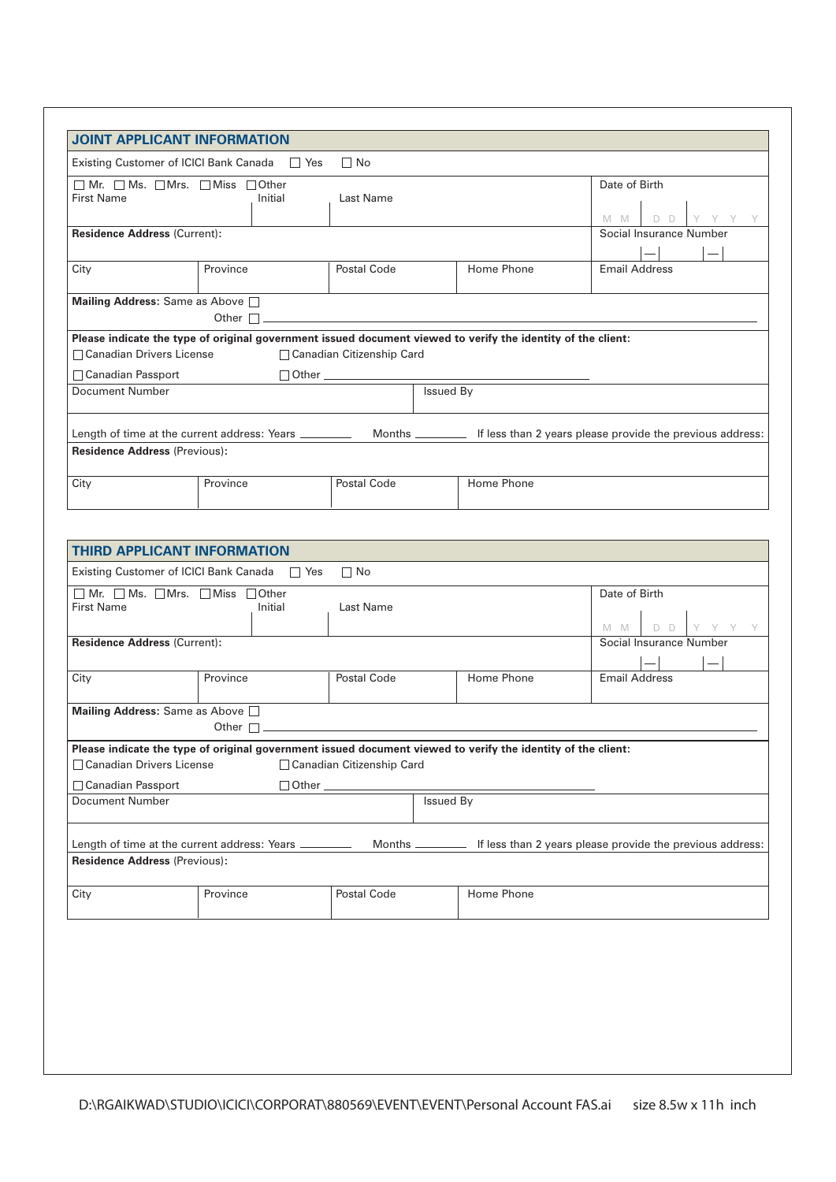## JOINT APPLICANT INFORMATION

Existing Customer of ICICI Bank Canada ☐ Yes ☐ No

☐ Mr. ☐ Ms. ☐ Mrs. ☐ Miss ☐ Other

| First Name | Initial | Last Name | Date of Birth M M D D Y Y Y Y |
|---|---|---|---|
| **Residence Address** (Current): | | | Social Insurance Number \_\_\_ — \_\_\_ — \_\_\_ |

| City | Province | Postal Code | Home Phone | Email Address |
|---|---|---|---|---|
| | | | | |

**Mailing Address:** Same as Above ☐

Other ☐ \_\_\_\_\_\_\_\_\_\_\_\_\_\_\_\_\_\_\_\_\_\_\_\_\_\_\_\_\_\_\_\_\_\_\_\_\_\_\_\_

**Please indicate the type of original government issued document viewed to verify the identity of the client:**

☐ Canadian Drivers License ☐ Canadian Citizenship Card

☐ Canadian Passport ☐ Other \_\_\_\_\_\_\_\_\_\_\_\_\_\_\_\_\_\_\_\_\_\_\_\_\_\_\_\_

| Document Number | Issued By |
|---|---|
| | |

Length of time at the current address: Years \_\_\_\_\_\_\_\_ Months \_\_\_\_\_\_\_\_ If less than 2 years please provide the previous address:

**Residence Address** (Previous):

| City | Province | Postal Code | Home Phone |
|---|---|---|---|
| | | | |

## THIRD APPLICANT INFORMATION

Existing Customer of ICICI Bank Canada ☐ Yes ☐ No

☐ Mr. ☐ Ms. ☐ Mrs. ☐ Miss ☐ Other

| First Name | Initial | Last Name | Date of Birth M M D D Y Y Y Y |
|---|---|---|---|
| **Residence Address** (Current): | | | Social Insurance Number \_\_\_ — \_\_\_ — \_\_\_ |

| City | Province | Postal Code | Home Phone | Email Address |
|---|---|---|---|---|
| | | | | |

**Mailing Address:** Same as Above ☐

Other ☐ \_\_\_\_\_\_\_\_\_\_\_\_\_\_\_\_\_\_\_\_\_\_\_\_\_\_\_\_\_\_\_\_\_\_\_\_\_\_\_\_

**Please indicate the type of original government issued document viewed to verify the identity of the client:**

☐ Canadian Drivers License ☐ Canadian Citizenship Card

☐ Canadian Passport ☐ Other \_\_\_\_\_\_\_\_\_\_\_\_\_\_\_\_\_\_\_\_\_\_\_\_\_\_\_\_

| Document Number | Issued By |
|---|---|
| | |

Length of time at the current address: Years \_\_\_\_\_\_\_\_ Months \_\_\_\_\_\_\_\_ If less than 2 years please provide the previous address:

**Residence Address** (Previous):

| City | Province | Postal Code | Home Phone |
|---|---|---|---|
| | | | |

D:\RGAIKWAD\STUDIO\ICICI\CORPORAT\880569\EVENT\EVENT\Personal Account FAS.ai size 8.5w x 11h inch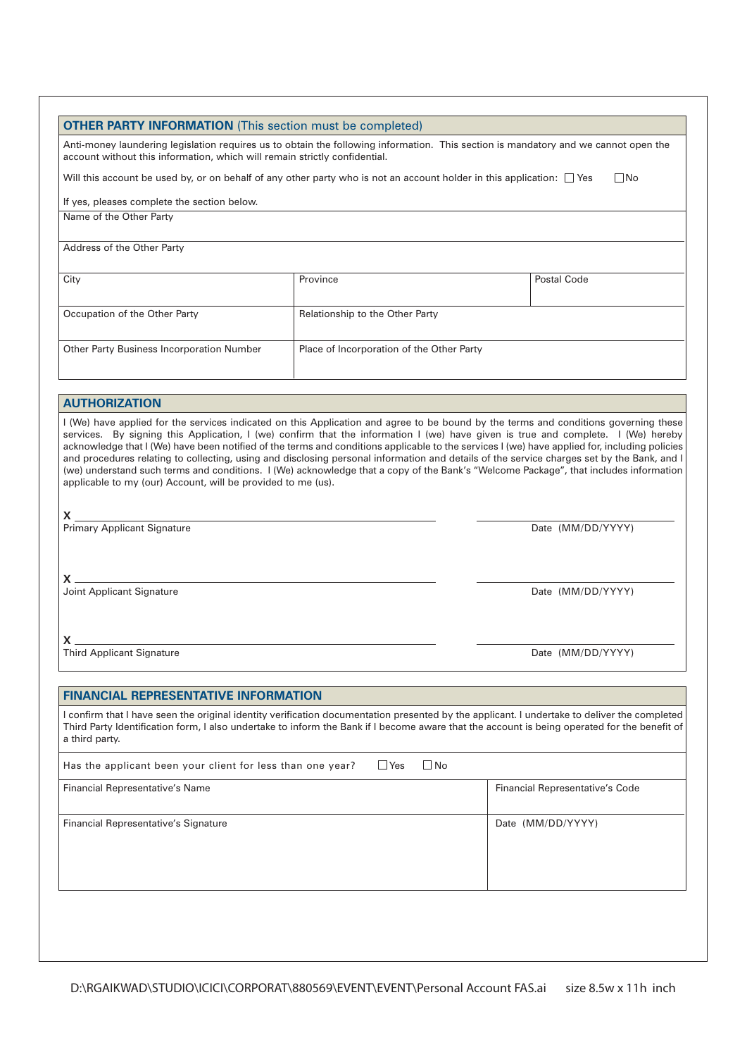## OTHER PARTY INFORMATION (This section must be completed)

Anti-money laundering legislation requires us to obtain the following information. This section is mandatory and we cannot open the account without this information, which will remain strictly confidential.

Will this account be used by, or on behalf of any other party who is not an account holder in this application: ☐ Yes ☐ No

If yes, pleases complete the section below.

| | | |
|---|---|---|
| Name of the Other Party | | |
| Address of the Other Party | | |
| City | Province | Postal Code |
| Occupation of the Other Party | Relationship to the Other Party | |
| Other Party Business Incorporation Number | Place of Incorporation of the Other Party | |

## AUTHORIZATION

I (We) have applied for the services indicated on this Application and agree to be bound by the terms and conditions governing these services. By signing this Application, I (we) confirm that the information I (we) have given is true and complete. I (We) hereby acknowledge that I (We) have been notified of the terms and conditions applicable to the services I (we) have applied for, including policies and procedures relating to collecting, using and disclosing personal information and details of the service charges set by the Bank, and I (we) understand such terms and conditions. I (We) acknowledge that a copy of the Bank's "Welcome Package", that includes information applicable to my (our) Account, will be provided to me (us).

X ______________________________ ____________________

Primary Applicant Signature Date (MM/DD/YYYY)

X ______________________________ ____________________

Joint Applicant Signature Date (MM/DD/YYYY)

X ______________________________ ____________________

Third Applicant Signature Date (MM/DD/YYYY)

## FINANCIAL REPRESENTATIVE INFORMATION

I confirm that I have seen the original identity verification documentation presented by the applicant. I undertake to deliver the completed Third Party Identification form, I also undertake to inform the Bank if I become aware that the account is being operated for the benefit of a third party.

Has the applicant been your client for less than one year? ☐ Yes ☐ No

| | |
|---|---|
| Financial Representative's Name | Financial Representative's Code |
| Financial Representative's Signature | Date (MM/DD/YYYY) |

D:\RGAIKWAD\STUDIO\ICICI\CORPORAT\880569\EVENT\EVENT\Personal Account FAS.ai size 8.5w x 11h inch